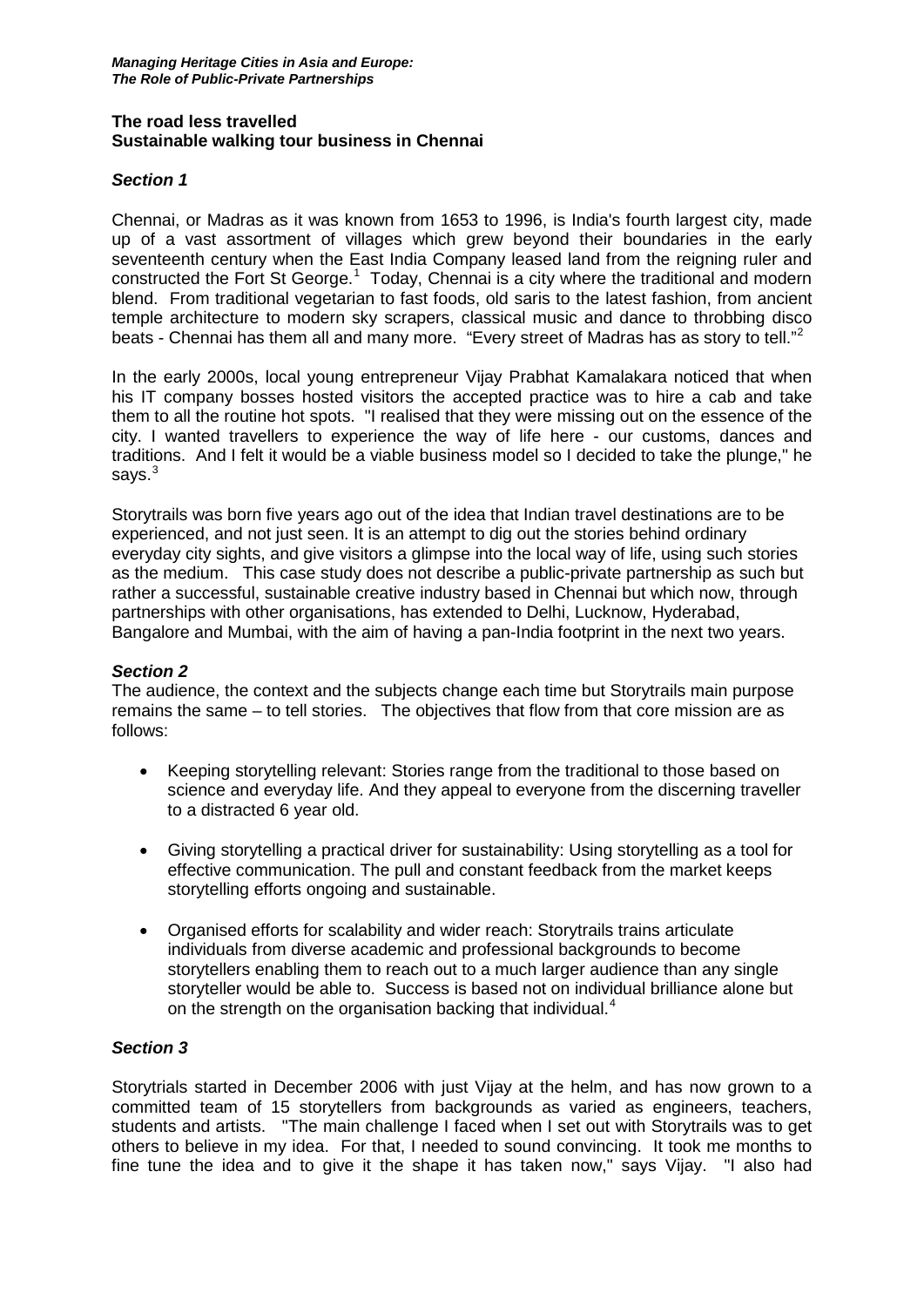## The road less travelled
## Sustainable walking tour business in Chennai

### *Section 1*

Chennai, or Madras as it was known from 1653 to 1996, is India's fourth largest city, made up of a vast assortment of villages which grew beyond their boundaries in the early seventeenth century when the East India Company leased land from the reigning ruler and constructed the Fort St George.[1] Today, Chennai is a city where the traditional and modern blend. From traditional vegetarian to fast foods, old saris to the latest fashion, from ancient temple architecture to modern sky scrapers, classical music and dance to throbbing disco beats - Chennai has them all and many more. "Every street of Madras has as story to tell."[2]

In the early 2000s, local young entrepreneur Vijay Prabhat Kamalakara noticed that when his IT company bosses hosted visitors the accepted practice was to hire a cab and take them to all the routine hot spots. "I realised that they were missing out on the essence of the city. I wanted travellers to experience the way of life here - our customs, dances and traditions. And I felt it would be a viable business model so I decided to take the plunge," he says.[3]

Storytrails was born five years ago out of the idea that Indian travel destinations are to be experienced, and not just seen. It is an attempt to dig out the stories behind ordinary everyday city sights, and give visitors a glimpse into the local way of life, using such stories as the medium. This case study does not describe a public-private partnership as such but rather a successful, sustainable creative industry based in Chennai but which now, through partnerships with other organisations, has extended to Delhi, Lucknow, Hyderabad, Bangalore and Mumbai, with the aim of having a pan-India footprint in the next two years.

### *Section 2*

The audience, the context and the subjects change each time but Storytrails main purpose remains the same – to tell stories. The objectives that flow from that core mission are as follows:

- Keeping storytelling relevant: Stories range from the traditional to those based on science and everyday life. And they appeal to everyone from the discerning traveller to a distracted 6 year old.
- Giving storytelling a practical driver for sustainability: Using storytelling as a tool for effective communication. The pull and constant feedback from the market keeps storytelling efforts ongoing and sustainable.
- Organised efforts for scalability and wider reach: Storytrails trains articulate individuals from diverse academic and professional backgrounds to become storytellers enabling them to reach out to a much larger audience than any single storyteller would be able to. Success is based not on individual brilliance alone but on the strength on the organisation backing that individual.[4]

### *Section 3*

Storytrials started in December 2006 with just Vijay at the helm, and has now grown to a committed team of 15 storytellers from backgrounds as varied as engineers, teachers, students and artists. "The main challenge I faced when I set out with Storytrails was to get others to believe in my idea. For that, I needed to sound convincing. It took me months to fine tune the idea and to give it the shape it has taken now," says Vijay. "I also had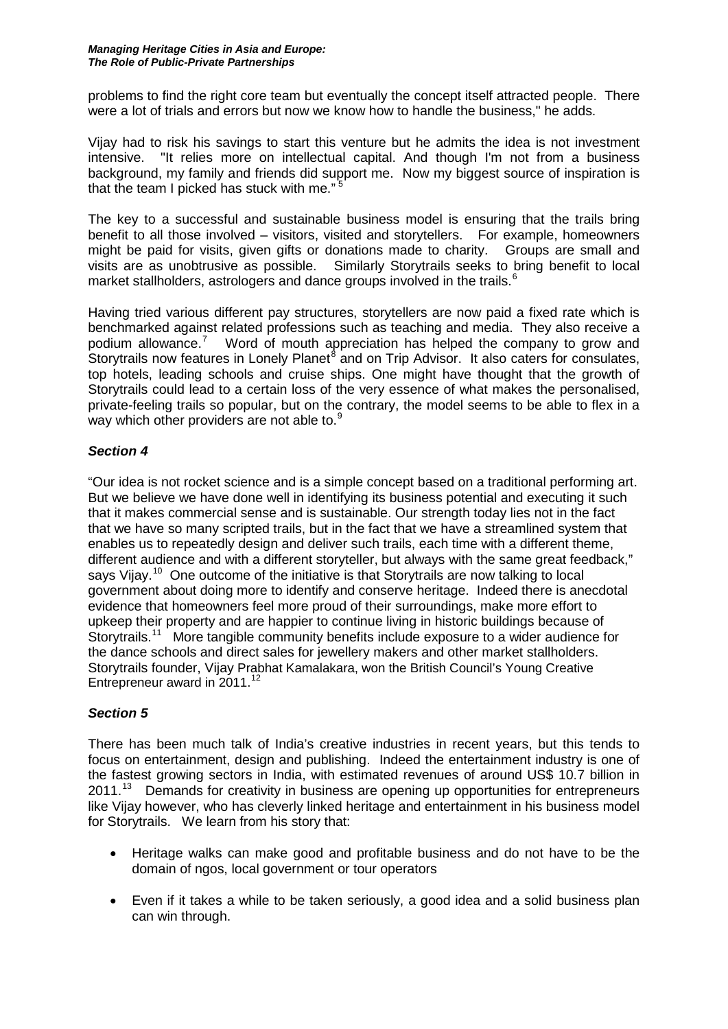problems to find the right core team but eventually the concept itself attracted people. There were a lot of trials and errors but now we know how to handle the business," he adds.

Vijay had to risk his savings to start this venture but he admits the idea is not investment intensive. "It relies more on intellectual capital. And though I'm not from a business background, my family and friends did support me. Now my biggest source of inspiration is that the team I picked has stuck with me." [5]

The key to a successful and sustainable business model is ensuring that the trails bring benefit to all those involved – visitors, visited and storytellers. For example, homeowners might be paid for visits, given gifts or donations made to charity. Groups are small and visits are as unobtrusive as possible. Similarly Storytrails seeks to bring benefit to local market stallholders, astrologers and dance groups involved in the trails.[6]

Having tried various different pay structures, storytellers are now paid a fixed rate which is benchmarked against related professions such as teaching and media. They also receive a podium allowance.[7] Word of mouth appreciation has helped the company to grow and Storytrails now features in Lonely Planet[8] and on Trip Advisor. It also caters for consulates, top hotels, leading schools and cruise ships. One might have thought that the growth of Storytrails could lead to a certain loss of the very essence of what makes the personalised, private-feeling trails so popular, but on the contrary, the model seems to be able to flex in a way which other providers are not able to.[9]

### *Section 4*

"Our idea is not rocket science and is a simple concept based on a traditional performing art. But we believe we have done well in identifying its business potential and executing it such that it makes commercial sense and is sustainable. Our strength today lies not in the fact that we have so many scripted trails, but in the fact that we have a streamlined system that enables us to repeatedly design and deliver such trails, each time with a different theme, different audience and with a different storyteller, but always with the same great feedback," says Vijay.[10] One outcome of the initiative is that Storytrails are now talking to local government about doing more to identify and conserve heritage. Indeed there is anecdotal evidence that homeowners feel more proud of their surroundings, make more effort to upkeep their property and are happier to continue living in historic buildings because of Storytrails.[11] More tangible community benefits include exposure to a wider audience for the dance schools and direct sales for jewellery makers and other market stallholders. Storytrails founder, Vijay Prabhat Kamalakara, won the British Council's Young Creative Entrepreneur award in 2011.[12]

### *Section 5*

There has been much talk of India's creative industries in recent years, but this tends to focus on entertainment, design and publishing. Indeed the entertainment industry is one of the fastest growing sectors in India, with estimated revenues of around US$ 10.7 billion in 2011.[13] Demands for creativity in business are opening up opportunities for entrepreneurs like Vijay however, who has cleverly linked heritage and entertainment in his business model for Storytrails. We learn from his story that:

- Heritage walks can make good and profitable business and do not have to be the domain of ngos, local government or tour operators
- Even if it takes a while to be taken seriously, a good idea and a solid business plan can win through.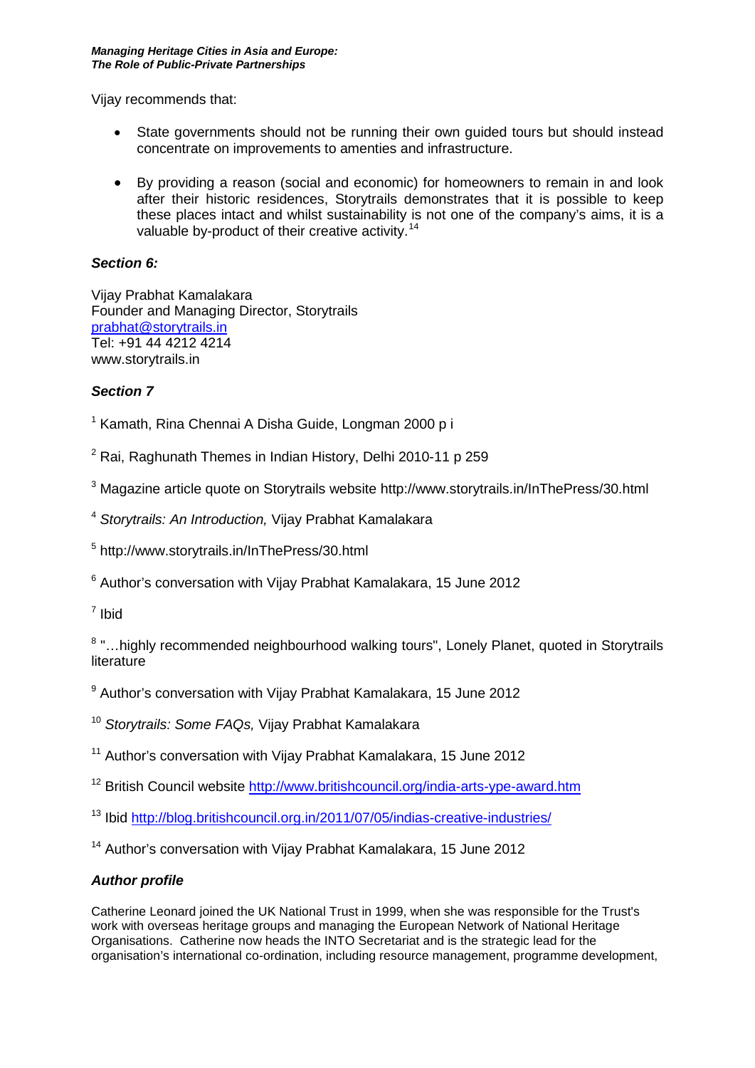Vijay recommends that:

- State governments should not be running their own guided tours but should instead concentrate on improvements to amenties and infrastructure.

- By providing a reason (social and economic) for homeowners to remain in and look after their historic residences, Storytrails demonstrates that it is possible to keep these places intact and whilst sustainability is not one of the company's aims, it is a valuable by-product of their creative activity.[14]

### *Section 6:*

Vijay Prabhat Kamalakara
Founder and Managing Director, Storytrails
prabhat@storytrails.in
Tel: +91 44 4212 4214
www.storytrails.in

### *Section 7*

[1] Kamath, Rina Chennai A Disha Guide, Longman 2000 p i

[2] Rai, Raghunath Themes in Indian History, Delhi 2010-11 p 259

[3] Magazine article quote on Storytrails website http://www.storytrails.in/InThePress/30.html

[4] *Storytrails: An Introduction,* Vijay Prabhat Kamalakara

[5] http://www.storytrails.in/InThePress/30.html

[6] Author's conversation with Vijay Prabhat Kamalakara, 15 June 2012

[7] Ibid

[8] "…highly recommended neighbourhood walking tours", Lonely Planet, quoted in Storytrails literature

[9] Author's conversation with Vijay Prabhat Kamalakara, 15 June 2012

[10] *Storytrails: Some FAQs,* Vijay Prabhat Kamalakara

[11] Author's conversation with Vijay Prabhat Kamalakara, 15 June 2012

[12] British Council website http://www.britishcouncil.org/india-arts-ype-award.htm

[13] Ibid http://blog.britishcouncil.org.in/2011/07/05/indias-creative-industries/

[14] Author's conversation with Vijay Prabhat Kamalakara, 15 June 2012

### *Author profile*

Catherine Leonard joined the UK National Trust in 1999, when she was responsible for the Trust's work with overseas heritage groups and managing the European Network of National Heritage Organisations. Catherine now heads the INTO Secretariat and is the strategic lead for the organisation's international co-ordination, including resource management, programme development,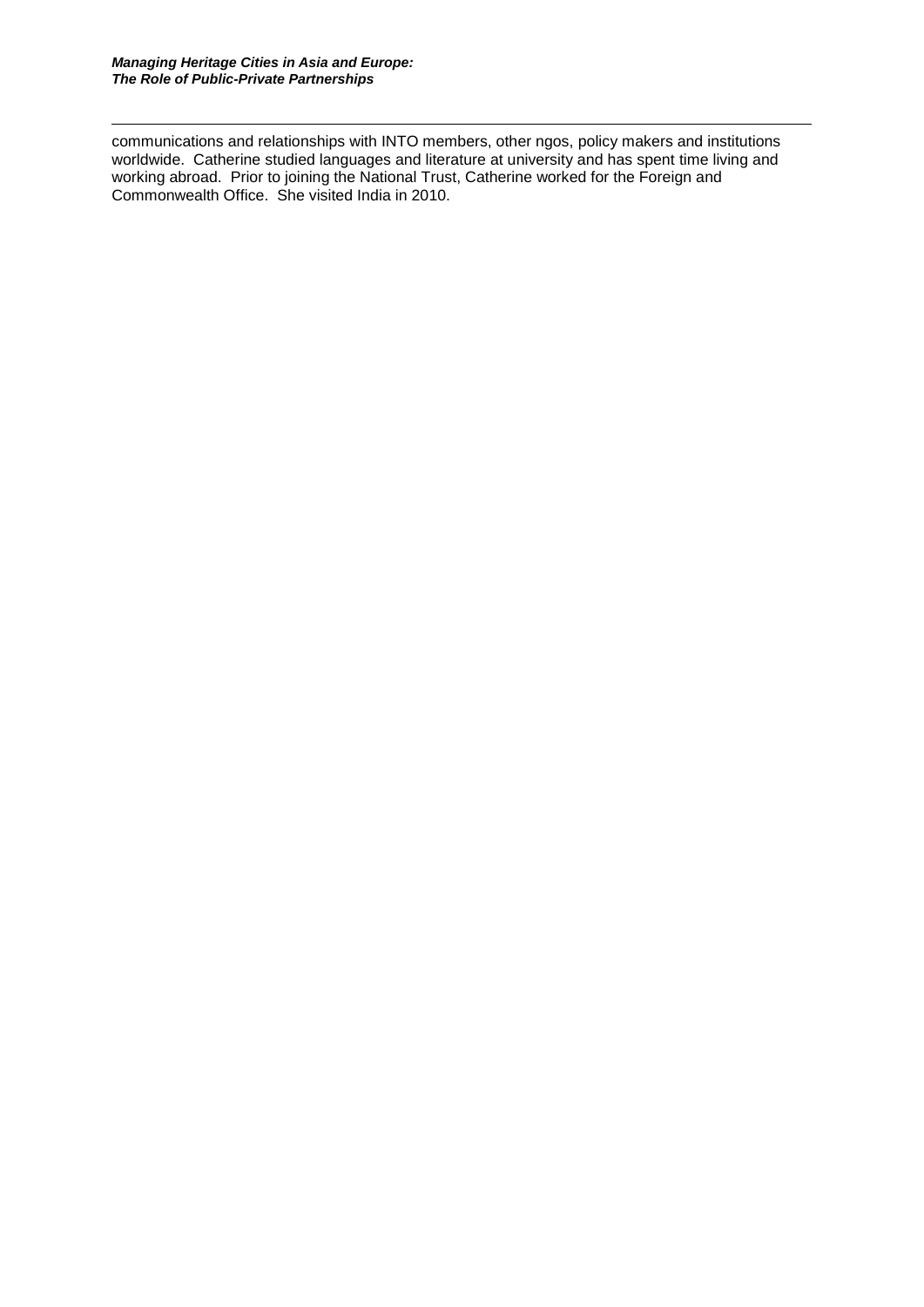communications and relationships with INTO members, other ngos, policy makers and institutions worldwide. Catherine studied languages and literature at university and has spent time living and working abroad. Prior to joining the National Trust, Catherine worked for the Foreign and Commonwealth Office. She visited India in 2010.